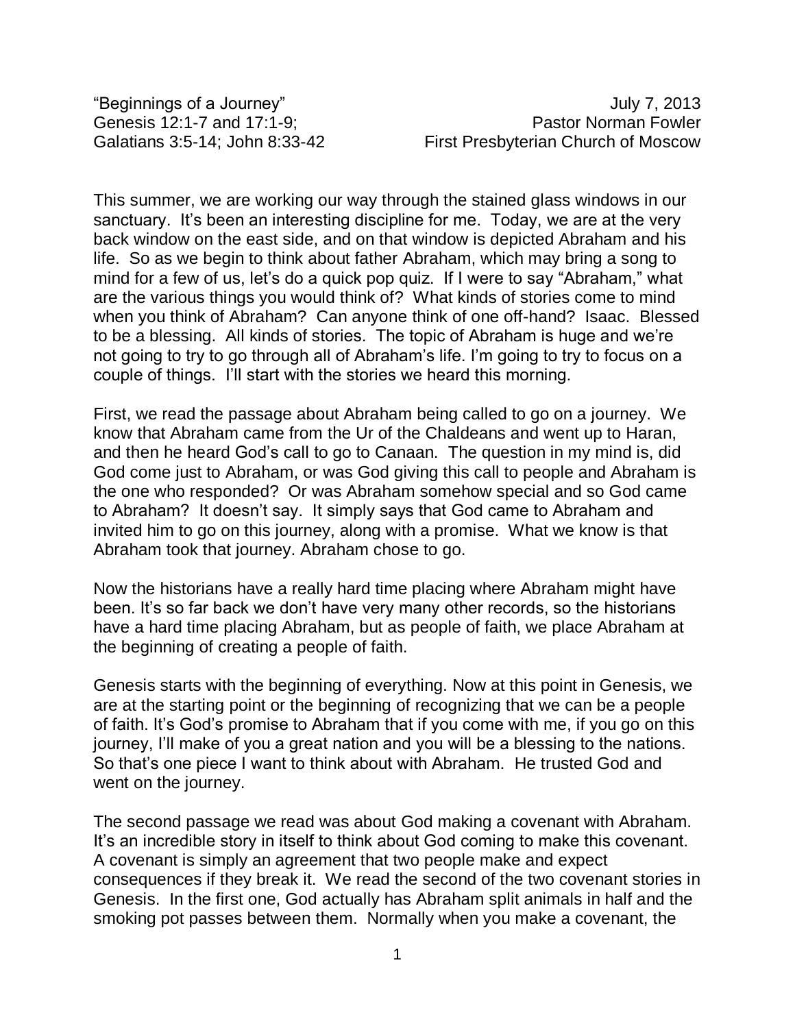"Beginnings of a Journey" July 7, 2013
Genesis 12:1-7 and 17:1-9; Pastor Norman Fowler
Galatians 3:5-14; John 8:33-42 First Presbyterian Church of Moscow

This summer, we are working our way through the stained glass windows in our sanctuary. It's been an interesting discipline for me. Today, we are at the very back window on the east side, and on that window is depicted Abraham and his life. So as we begin to think about father Abraham, which may bring a song to mind for a few of us, let's do a quick pop quiz. If I were to say "Abraham," what are the various things you would think of? What kinds of stories come to mind when you think of Abraham? Can anyone think of one off-hand? Isaac. Blessed to be a blessing. All kinds of stories. The topic of Abraham is huge and we're not going to try to go through all of Abraham's life. I'm going to try to focus on a couple of things. I'll start with the stories we heard this morning.

First, we read the passage about Abraham being called to go on a journey. We know that Abraham came from the Ur of the Chaldeans and went up to Haran, and then he heard God's call to go to Canaan. The question in my mind is, did God come just to Abraham, or was God giving this call to people and Abraham is the one who responded? Or was Abraham somehow special and so God came to Abraham? It doesn't say. It simply says that God came to Abraham and invited him to go on this journey, along with a promise. What we know is that Abraham took that journey. Abraham chose to go.

Now the historians have a really hard time placing where Abraham might have been. It's so far back we don't have very many other records, so the historians have a hard time placing Abraham, but as people of faith, we place Abraham at the beginning of creating a people of faith.

Genesis starts with the beginning of everything. Now at this point in Genesis, we are at the starting point or the beginning of recognizing that we can be a people of faith. It's God's promise to Abraham that if you come with me, if you go on this journey, I'll make of you a great nation and you will be a blessing to the nations. So that's one piece I want to think about with Abraham. He trusted God and went on the journey.

The second passage we read was about God making a covenant with Abraham. It's an incredible story in itself to think about God coming to make this covenant. A covenant is simply an agreement that two people make and expect consequences if they break it. We read the second of the two covenant stories in Genesis. In the first one, God actually has Abraham split animals in half and the smoking pot passes between them. Normally when you make a covenant, the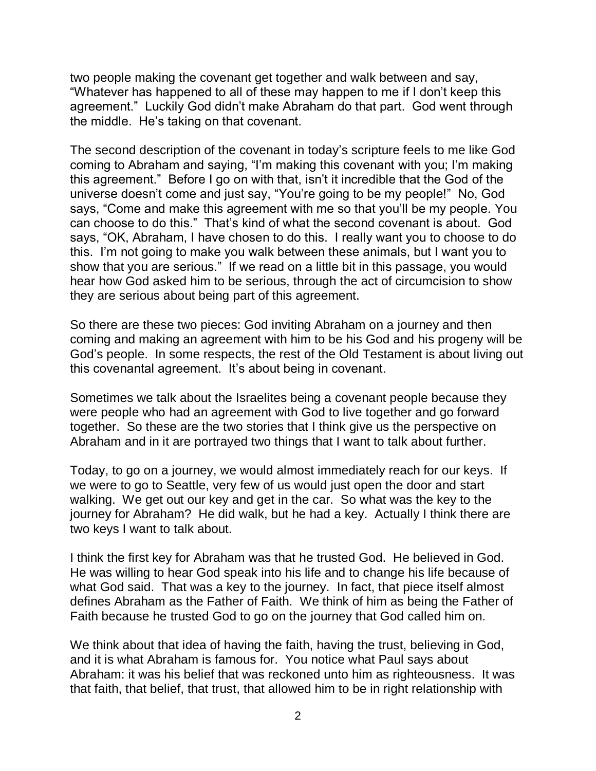two people making the covenant get together and walk between and say, "Whatever has happened to all of these may happen to me if I don't keep this agreement." Luckily God didn't make Abraham do that part. God went through the middle. He's taking on that covenant.

The second description of the covenant in today's scripture feels to me like God coming to Abraham and saying, "I'm making this covenant with you; I'm making this agreement." Before I go on with that, isn't it incredible that the God of the universe doesn't come and just say, "You're going to be my people!" No, God says, "Come and make this agreement with me so that you'll be my people. You can choose to do this." That's kind of what the second covenant is about. God says, "OK, Abraham, I have chosen to do this. I really want you to choose to do this. I'm not going to make you walk between these animals, but I want you to show that you are serious." If we read on a little bit in this passage, you would hear how God asked him to be serious, through the act of circumcision to show they are serious about being part of this agreement.

So there are these two pieces: God inviting Abraham on a journey and then coming and making an agreement with him to be his God and his progeny will be God's people. In some respects, the rest of the Old Testament is about living out this covenantal agreement. It's about being in covenant.

Sometimes we talk about the Israelites being a covenant people because they were people who had an agreement with God to live together and go forward together. So these are the two stories that I think give us the perspective on Abraham and in it are portrayed two things that I want to talk about further.

Today, to go on a journey, we would almost immediately reach for our keys. If we were to go to Seattle, very few of us would just open the door and start walking. We get out our key and get in the car. So what was the key to the journey for Abraham? He did walk, but he had a key. Actually I think there are two keys I want to talk about.

I think the first key for Abraham was that he trusted God. He believed in God. He was willing to hear God speak into his life and to change his life because of what God said. That was a key to the journey. In fact, that piece itself almost defines Abraham as the Father of Faith. We think of him as being the Father of Faith because he trusted God to go on the journey that God called him on.

We think about that idea of having the faith, having the trust, believing in God, and it is what Abraham is famous for. You notice what Paul says about Abraham: it was his belief that was reckoned unto him as righteousness. It was that faith, that belief, that trust, that allowed him to be in right relationship with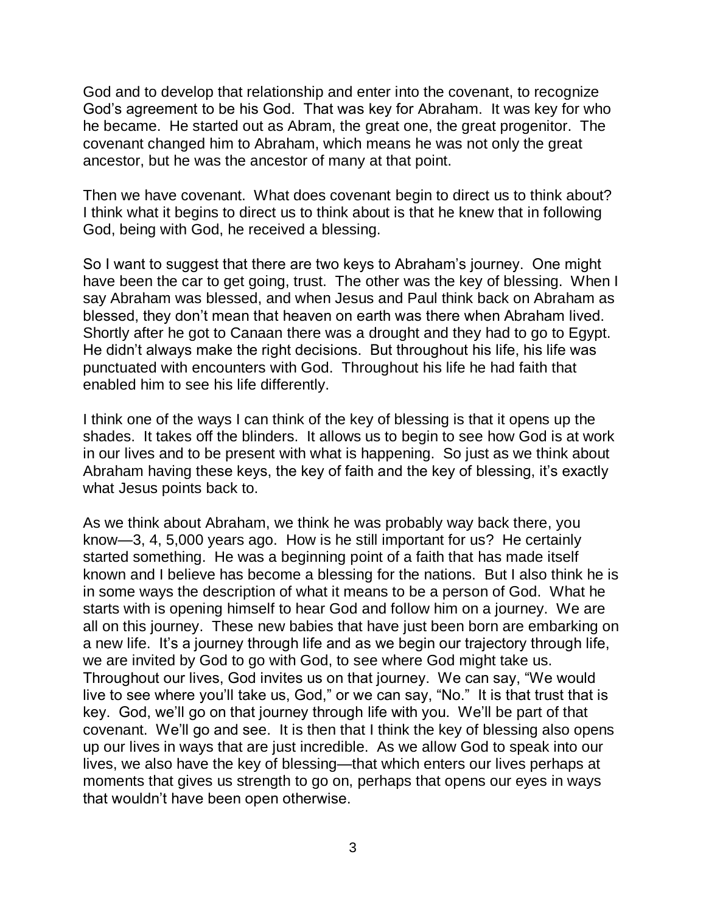God and to develop that relationship and enter into the covenant, to recognize God's agreement to be his God. That was key for Abraham. It was key for who he became. He started out as Abram, the great one, the great progenitor. The covenant changed him to Abraham, which means he was not only the great ancestor, but he was the ancestor of many at that point.

Then we have covenant. What does covenant begin to direct us to think about? I think what it begins to direct us to think about is that he knew that in following God, being with God, he received a blessing.

So I want to suggest that there are two keys to Abraham's journey. One might have been the car to get going, trust. The other was the key of blessing. When I say Abraham was blessed, and when Jesus and Paul think back on Abraham as blessed, they don't mean that heaven on earth was there when Abraham lived. Shortly after he got to Canaan there was a drought and they had to go to Egypt. He didn't always make the right decisions. But throughout his life, his life was punctuated with encounters with God. Throughout his life he had faith that enabled him to see his life differently.

I think one of the ways I can think of the key of blessing is that it opens up the shades. It takes off the blinders. It allows us to begin to see how God is at work in our lives and to be present with what is happening. So just as we think about Abraham having these keys, the key of faith and the key of blessing, it's exactly what Jesus points back to.

As we think about Abraham, we think he was probably way back there, you know—3, 4, 5,000 years ago. How is he still important for us? He certainly started something. He was a beginning point of a faith that has made itself known and I believe has become a blessing for the nations. But I also think he is in some ways the description of what it means to be a person of God. What he starts with is opening himself to hear God and follow him on a journey. We are all on this journey. These new babies that have just been born are embarking on a new life. It's a journey through life and as we begin our trajectory through life, we are invited by God to go with God, to see where God might take us. Throughout our lives, God invites us on that journey. We can say, "We would live to see where you'll take us, God," or we can say, "No." It is that trust that is key. God, we'll go on that journey through life with you. We'll be part of that covenant. We'll go and see. It is then that I think the key of blessing also opens up our lives in ways that are just incredible. As we allow God to speak into our lives, we also have the key of blessing—that which enters our lives perhaps at moments that gives us strength to go on, perhaps that opens our eyes in ways that wouldn't have been open otherwise.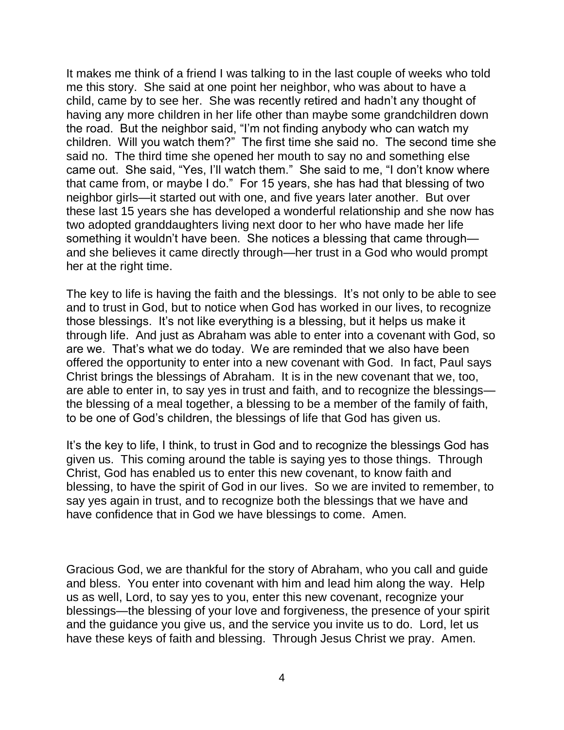It makes me think of a friend I was talking to in the last couple of weeks who told me this story. She said at one point her neighbor, who was about to have a child, came by to see her. She was recently retired and hadn't any thought of having any more children in her life other than maybe some grandchildren down the road. But the neighbor said, "I'm not finding anybody who can watch my children. Will you watch them?" The first time she said no. The second time she said no. The third time she opened her mouth to say no and something else came out. She said, "Yes, I'll watch them." She said to me, "I don't know where that came from, or maybe I do." For 15 years, she has had that blessing of two neighbor girls—it started out with one, and five years later another. But over these last 15 years she has developed a wonderful relationship and she now has two adopted granddaughters living next door to her who have made her life something it wouldn't have been. She notices a blessing that came through—and she believes it came directly through—her trust in a God who would prompt her at the right time.

The key to life is having the faith and the blessings. It's not only to be able to see and to trust in God, but to notice when God has worked in our lives, to recognize those blessings. It's not like everything is a blessing, but it helps us make it through life. And just as Abraham was able to enter into a covenant with God, so are we. That's what we do today. We are reminded that we also have been offered the opportunity to enter into a new covenant with God. In fact, Paul says Christ brings the blessings of Abraham. It is in the new covenant that we, too, are able to enter in, to say yes in trust and faith, and to recognize the blessings—the blessing of a meal together, a blessing to be a member of the family of faith, to be one of God's children, the blessings of life that God has given us.

It's the key to life, I think, to trust in God and to recognize the blessings God has given us. This coming around the table is saying yes to those things. Through Christ, God has enabled us to enter this new covenant, to know faith and blessing, to have the spirit of God in our lives. So we are invited to remember, to say yes again in trust, and to recognize both the blessings that we have and have confidence that in God we have blessings to come. Amen.

Gracious God, we are thankful for the story of Abraham, who you call and guide and bless. You enter into covenant with him and lead him along the way. Help us as well, Lord, to say yes to you, enter this new covenant, recognize your blessings—the blessing of your love and forgiveness, the presence of your spirit and the guidance you give us, and the service you invite us to do. Lord, let us have these keys of faith and blessing. Through Jesus Christ we pray. Amen.